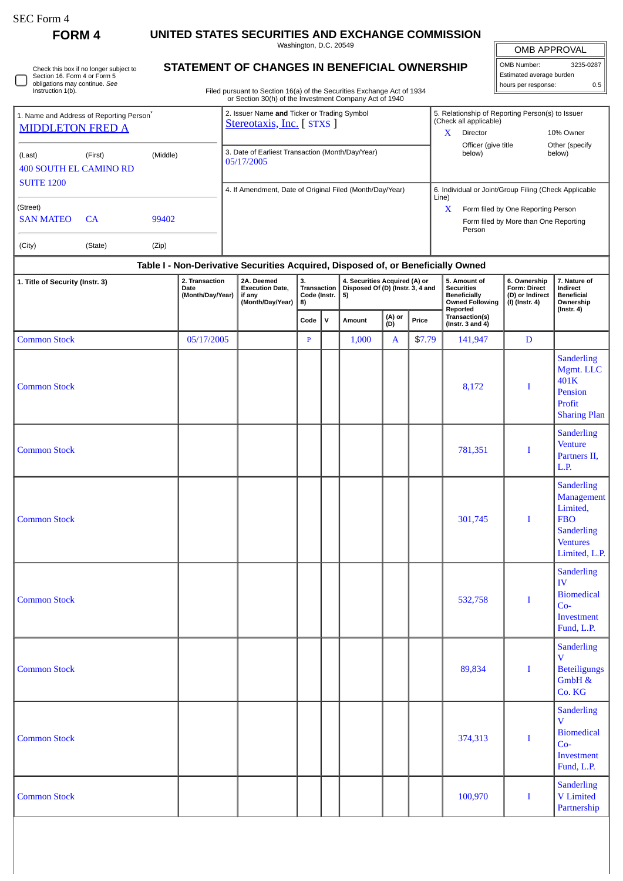SEC Form 4

**FORM 4**

# UNITED STATES SECURITIES AND EXCHANGE COMMISSION

Washington, D.C. 20549

## STATEMENT OF CHANGES IN BENEFICIAL OWNERSHIP

Check this box if no longer subject to Section 16. Form 4 or Form 5 obligations may continue. *See* Instruction 1(b).

Filed pursuant to Section 16(a) of the Securities Exchange Act of 1934 or Section 30(h) of the Investment Company Act of 1940

| OMB APPROVAL | |
|---|---|
| OMB Number: | 3235-0287 |
| Estimated average burden | |
| hours per response: | 0.5 |

1. Name and Address of Reporting Person*
MIDDLETON FRED A

(Last) (First) (Middle)
400 SOUTH EL CAMINO RD
SUITE 1200

(Street)
SAN MATEO CA 99402

(City) (State) (Zip)

2. Issuer Name **and** Ticker or Trading Symbol
Stereotaxis, Inc. [ STXS ]

3. Date of Earliest Transaction (Month/Day/Year)
05/17/2005

4. If Amendment, Date of Original Filed (Month/Day/Year)

5. Relationship of Reporting Person(s) to Issuer (Check all applicable)
X Director
10% Owner
Officer (give title below)
Other (specify below)

6. Individual or Joint/Group Filing (Check Applicable Line)
X Form filed by One Reporting Person
Form filed by More than One Reporting Person

### Table I - Non-Derivative Securities Acquired, Disposed of, or Beneficially Owned

| 1. Title of Security (Instr. 3) | 2. Transaction Date (Month/Day/Year) | 2A. Deemed Execution Date, if any (Month/Day/Year) | 3. Transaction Code (Instr. 8) | | 4. Securities Acquired (A) or Disposed Of (D) (Instr. 3, 4 and 5) | | | 5. Amount of Securities Beneficially Owned Following Reported Transaction(s) (Instr. 3 and 4) | 6. Ownership Form: Direct (D) or Indirect (I) (Instr. 4) | 7. Nature of Indirect Beneficial Ownership (Instr. 4) |
|---|---|---|---|---|---|---|---|---|---|---|
| | | | Code | V | Amount | (A) or (D) | Price | | | |
| Common Stock | 05/17/2005 | | P | | 1,000 | A | $7.79 | 141,947 | D | |
| Common Stock | | | | | | | | 8,172 | I | Sanderling Mgmt. LLC 401K Pension Profit Sharing Plan |
| Common Stock | | | | | | | | 781,351 | I | Sanderling Venture Partners II, L.P. |
| Common Stock | | | | | | | | 301,745 | I | Sanderling Management Limited, FBO Sanderling Ventures Limited, L.P. |
| Common Stock | | | | | | | | 532,758 | I | Sanderling IV Biomedical Co-Investment Fund, L.P. |
| Common Stock | | | | | | | | 89,834 | I | Sanderling V Beteiligungs GmbH & Co. KG |
| Common Stock | | | | | | | | 374,313 | I | Sanderling V Biomedical Co-Investment Fund, L.P. |
| Common Stock | | | | | | | | 100,970 | I | Sanderling V Limited Partnership |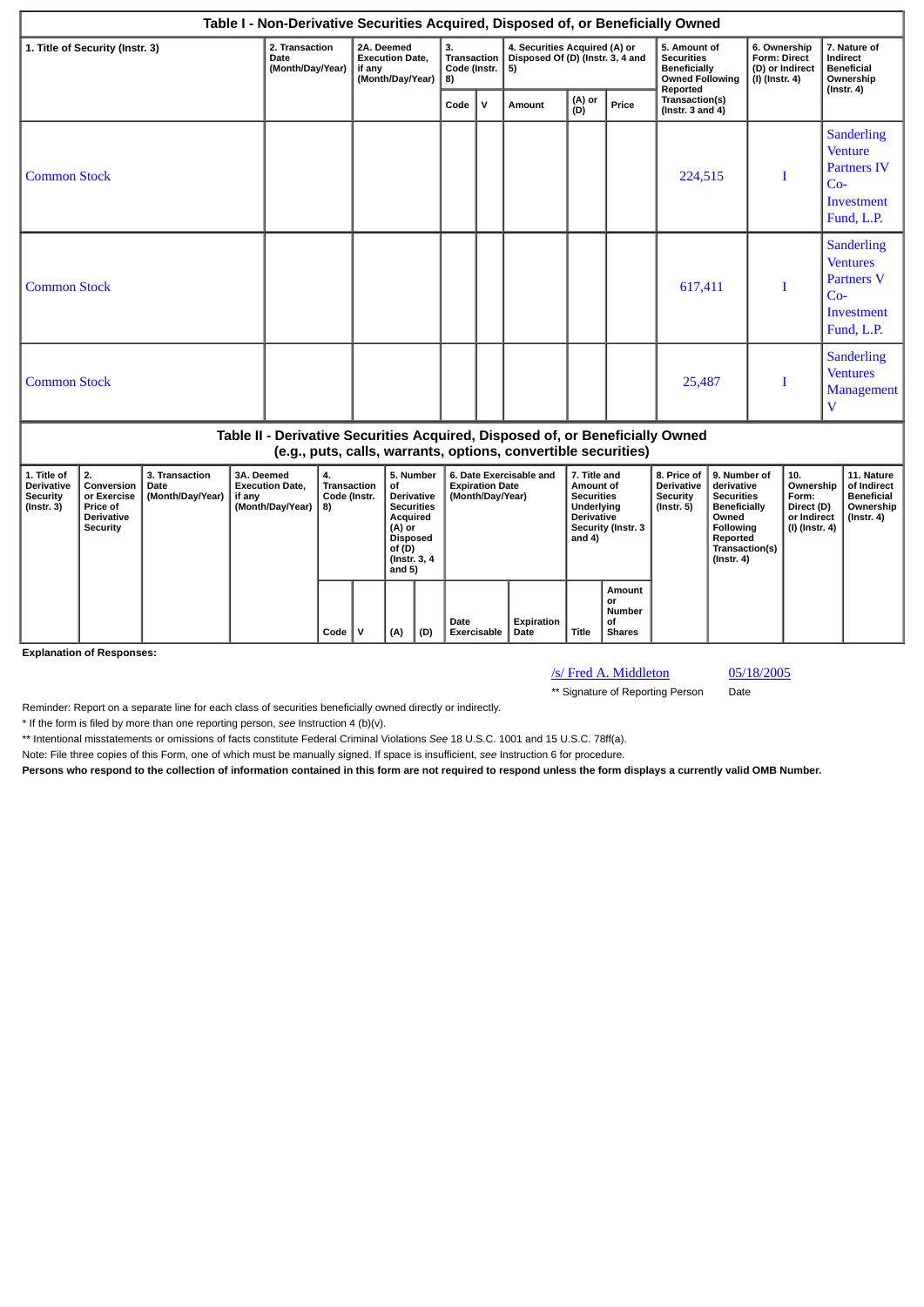## Table I - Non-Derivative Securities Acquired, Disposed of, or Beneficially Owned

| 1. Title of Security (Instr. 3) | 2. Transaction Date (Month/Day/Year) | 2A. Deemed Execution Date, if any (Month/Day/Year) | 3. Transaction Code (Instr. 8) | | 4. Securities Acquired (A) or Disposed Of (D) (Instr. 3, 4 and 5) | | | 5. Amount of Securities Beneficially Owned Following Reported Transaction(s) (Instr. 3 and 4) | 6. Ownership Form: Direct (D) or Indirect (I) (Instr. 4) | 7. Nature of Indirect Beneficial Ownership (Instr. 4) |
|---|---|---|---|---|---|---|---|---|---|---|
| | | | Code | V | Amount | (A) or (D) | Price | | | |
| Common Stock | | | | | | | | 224,515 | I | Sanderling Venture Partners IV Co-Investment Fund, L.P. |
| Common Stock | | | | | | | | 617,411 | I | Sanderling Ventures Partners V Co-Investment Fund, L.P. |
| Common Stock | | | | | | | | 25,487 | I | Sanderling Ventures Management V |

## Table II - Derivative Securities Acquired, Disposed of, or Beneficially Owned (e.g., puts, calls, warrants, options, convertible securities)

| 1. Title of Derivative Security (Instr. 3) | 2. Conversion or Exercise Price of Derivative Security | 3. Transaction Date (Month/Day/Year) | 3A. Deemed Execution Date, if any (Month/Day/Year) | 4. Transaction Code (Instr. 8) | | 5. Number of Derivative Securities Acquired (A) or Disposed of (D) (Instr. 3, 4 and 5) | | 6. Date Exercisable and Expiration Date (Month/Day/Year) | | 7. Title and Amount of Securities Underlying Derivative Security (Instr. 3 and 4) | | 8. Price of Derivative Security (Instr. 5) | 9. Number of derivative Securities Beneficially Owned Following Reported Transaction(s) (Instr. 4) | 10. Ownership Form: Direct (D) or Indirect (I) (Instr. 4) | 11. Nature of Indirect Beneficial Ownership (Instr. 4) |
|---|---|---|---|---|---|---|---|---|---|---|---|---|---|---|---|
| | | | | Code | V | (A) | (D) | Date Exercisable | Expiration Date | Title | Amount or Number of Shares | | | | |

**Explanation of Responses:**

/s/ Fred A. Middleton — 05/18/2005

** Signature of Reporting Person — Date

Reminder: Report on a separate line for each class of securities beneficially owned directly or indirectly.

* If the form is filed by more than one reporting person, *see* Instruction 4 (b)(v).

** Intentional misstatements or omissions of facts constitute Federal Criminal Violations *See* 18 U.S.C. 1001 and 15 U.S.C. 78ff(a).

Note: File three copies of this Form, one of which must be manually signed. If space is insufficient, *see* Instruction 6 for procedure.

**Persons who respond to the collection of information contained in this form are not required to respond unless the form displays a currently valid OMB Number.**